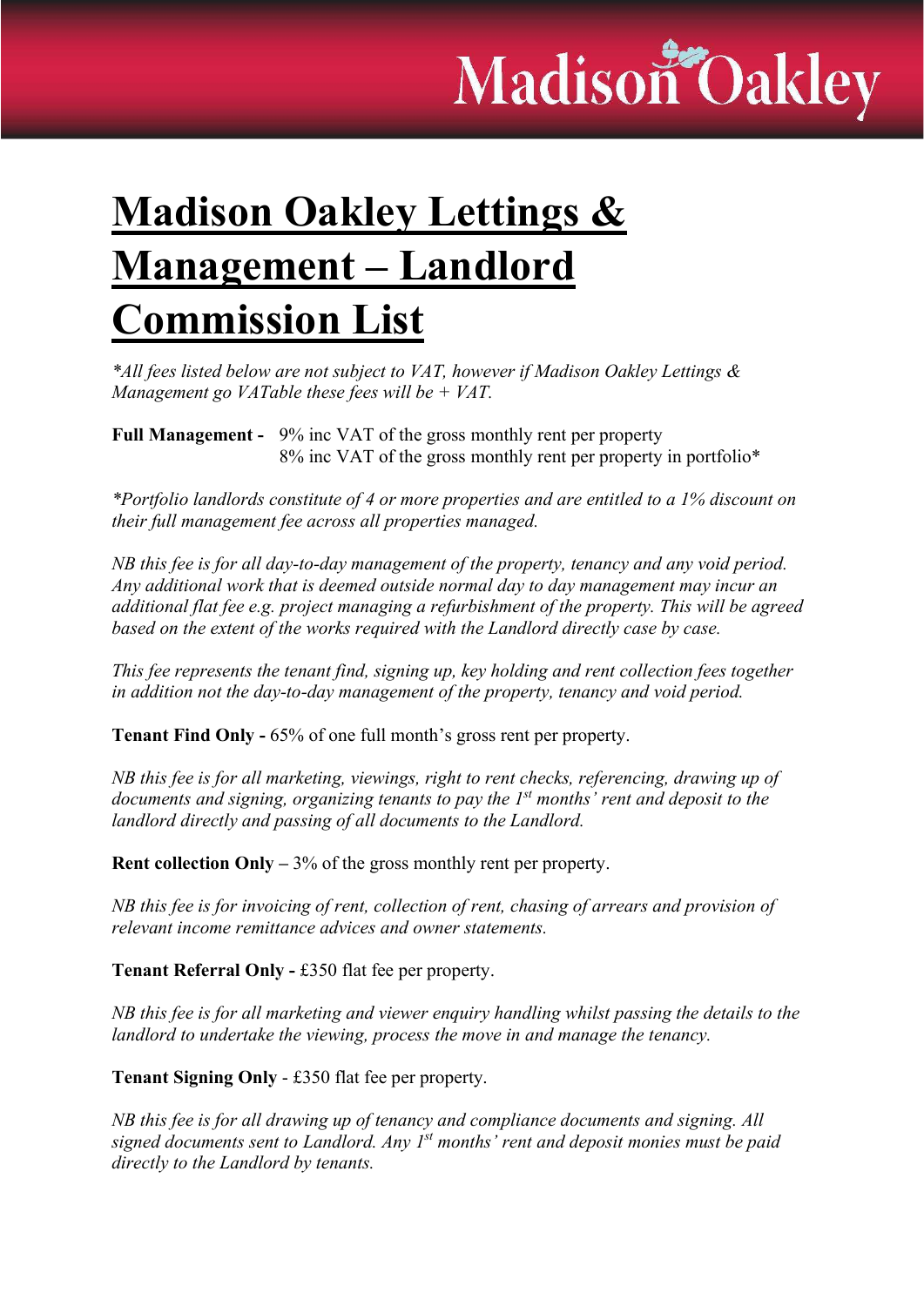# Madison Oakley Lettings & Management – Landlord Commission List

*\*All fees listed below are not subject to VAT, however if Madison Oakley Lettings & Management go VATable these fees will be + VAT.*

**Full Management -** 9% inc VAT of the gross monthly rent per property
8% inc VAT of the gross monthly rent per property in portfolio*

*\*Portfolio landlords constitute of 4 or more properties and are entitled to a 1% discount on their full management fee across all properties managed.*

*NB this fee is for all day-to-day management of the property, tenancy and any void period. Any additional work that is deemed outside normal day to day management may incur an additional flat fee e.g. project managing a refurbishment of the property. This will be agreed based on the extent of the works required with the Landlord directly case by case.*

*This fee represents the tenant find, signing up, key holding and rent collection fees together in addition not the day-to-day management of the property, tenancy and void period.*

**Tenant Find Only -** 65% of one full month's gross rent per property.

*NB this fee is for all marketing, viewings, right to rent checks, referencing, drawing up of documents and signing, organizing tenants to pay the 1st months' rent and deposit to the landlord directly and passing of all documents to the Landlord.*

**Rent collection Only –** 3% of the gross monthly rent per property.

*NB this fee is for invoicing of rent, collection of rent, chasing of arrears and provision of relevant income remittance advices and owner statements.*

**Tenant Referral Only -** £350 flat fee per property.

*NB this fee is for all marketing and viewer enquiry handling whilst passing the details to the landlord to undertake the viewing, process the move in and manage the tenancy.*

**Tenant Signing Only** - £350 flat fee per property.

*NB this fee is for all drawing up of tenancy and compliance documents and signing. All signed documents sent to Landlord. Any 1st months' rent and deposit monies must be paid directly to the Landlord by tenants.*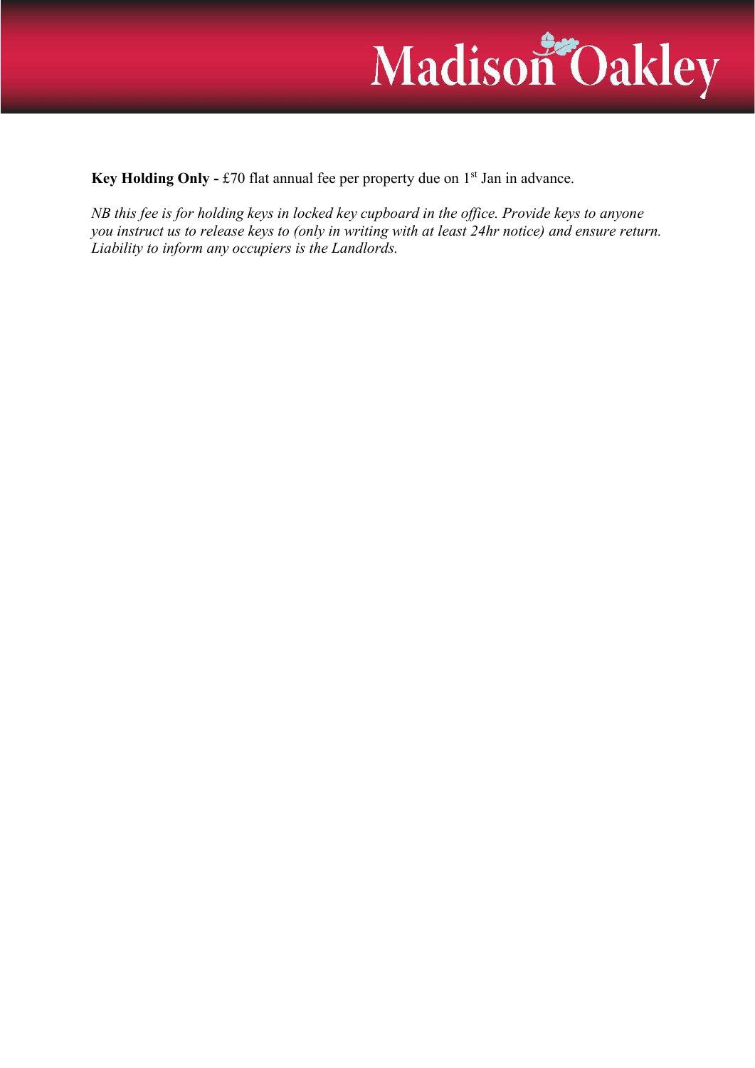**Key Holding Only -** £70 flat annual fee per property due on 1st Jan in advance.

*NB this fee is for holding keys in locked key cupboard in the office. Provide keys to anyone you instruct us to release keys to (only in writing with at least 24hr notice) and ensure return. Liability to inform any occupiers is the Landlords.*